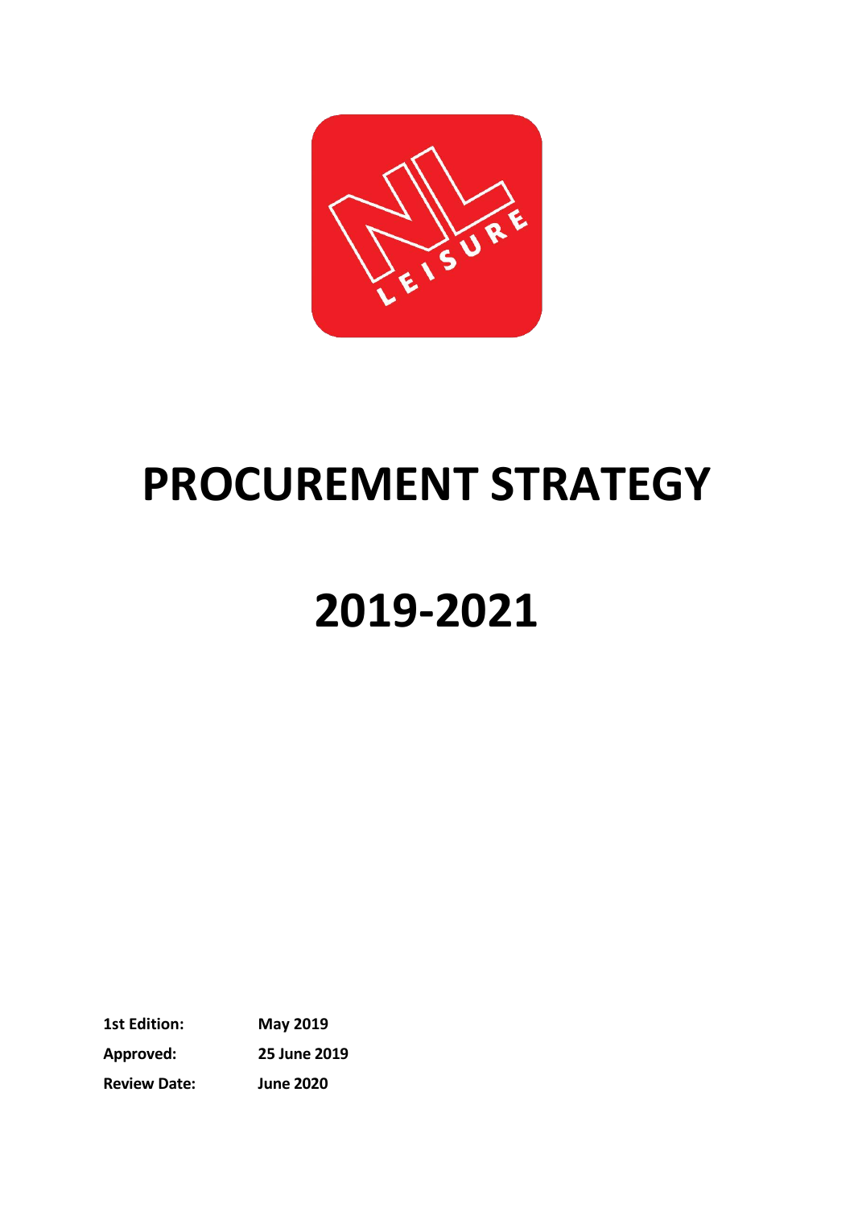# PROCUREMENT STRATEGY

# 2019-2021

| | |
|---|---|
| **1st Edition:** | **May 2019** |
| **Approved:** | **25 June 2019** |
| **Review Date:** | **June 2020** |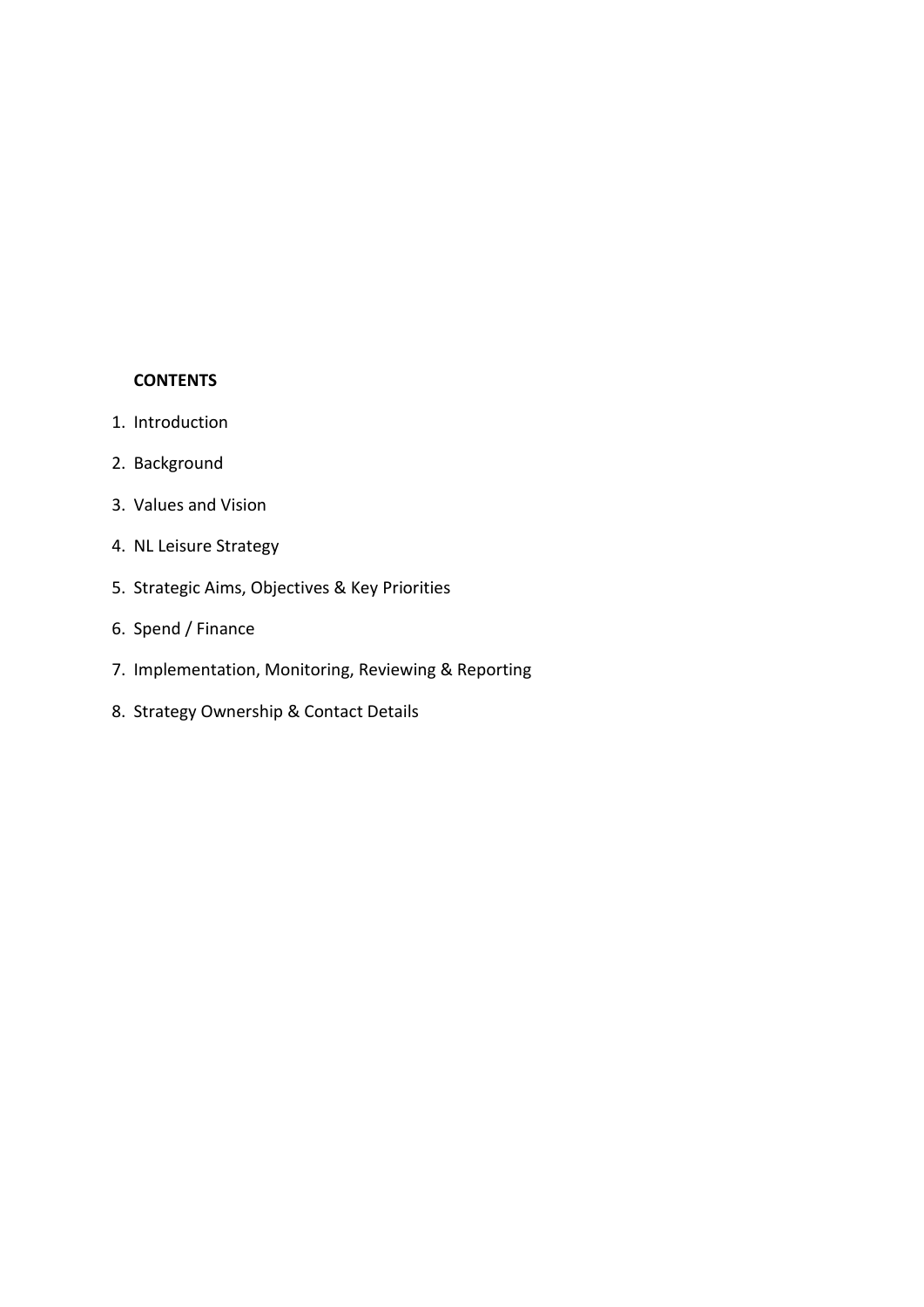**CONTENTS**

1. Introduction
2. Background
3. Values and Vision
4. NL Leisure Strategy
5. Strategic Aims, Objectives & Key Priorities
6. Spend / Finance
7. Implementation, Monitoring, Reviewing & Reporting
8. Strategy Ownership & Contact Details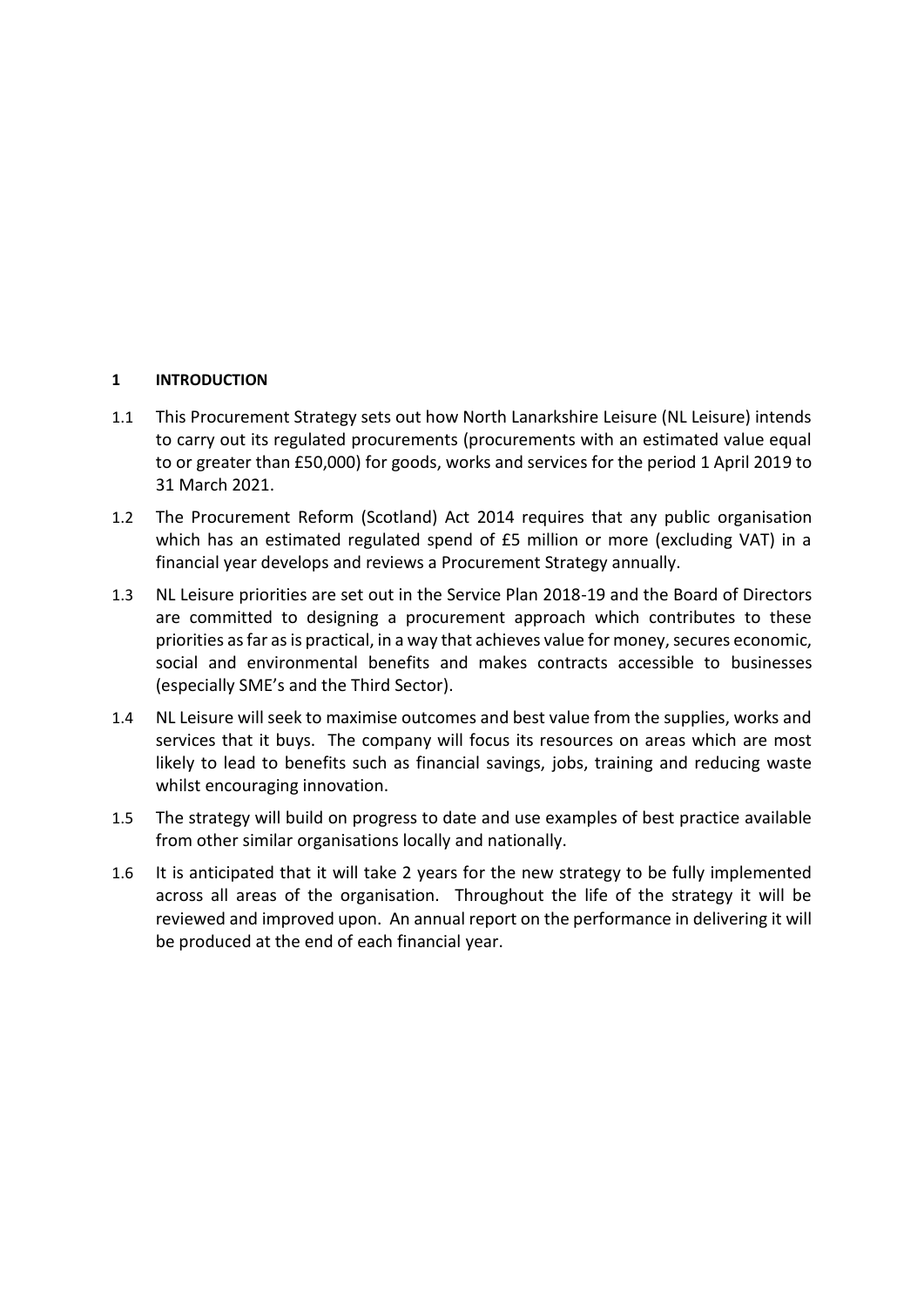## 1 INTRODUCTION

1.1 This Procurement Strategy sets out how North Lanarkshire Leisure (NL Leisure) intends to carry out its regulated procurements (procurements with an estimated value equal to or greater than £50,000) for goods, works and services for the period 1 April 2019 to 31 March 2021.

1.2 The Procurement Reform (Scotland) Act 2014 requires that any public organisation which has an estimated regulated spend of £5 million or more (excluding VAT) in a financial year develops and reviews a Procurement Strategy annually.

1.3 NL Leisure priorities are set out in the Service Plan 2018-19 and the Board of Directors are committed to designing a procurement approach which contributes to these priorities as far as is practical, in a way that achieves value for money, secures economic, social and environmental benefits and makes contracts accessible to businesses (especially SME's and the Third Sector).

1.4 NL Leisure will seek to maximise outcomes and best value from the supplies, works and services that it buys. The company will focus its resources on areas which are most likely to lead to benefits such as financial savings, jobs, training and reducing waste whilst encouraging innovation.

1.5 The strategy will build on progress to date and use examples of best practice available from other similar organisations locally and nationally.

1.6 It is anticipated that it will take 2 years for the new strategy to be fully implemented across all areas of the organisation. Throughout the life of the strategy it will be reviewed and improved upon. An annual report on the performance in delivering it will be produced at the end of each financial year.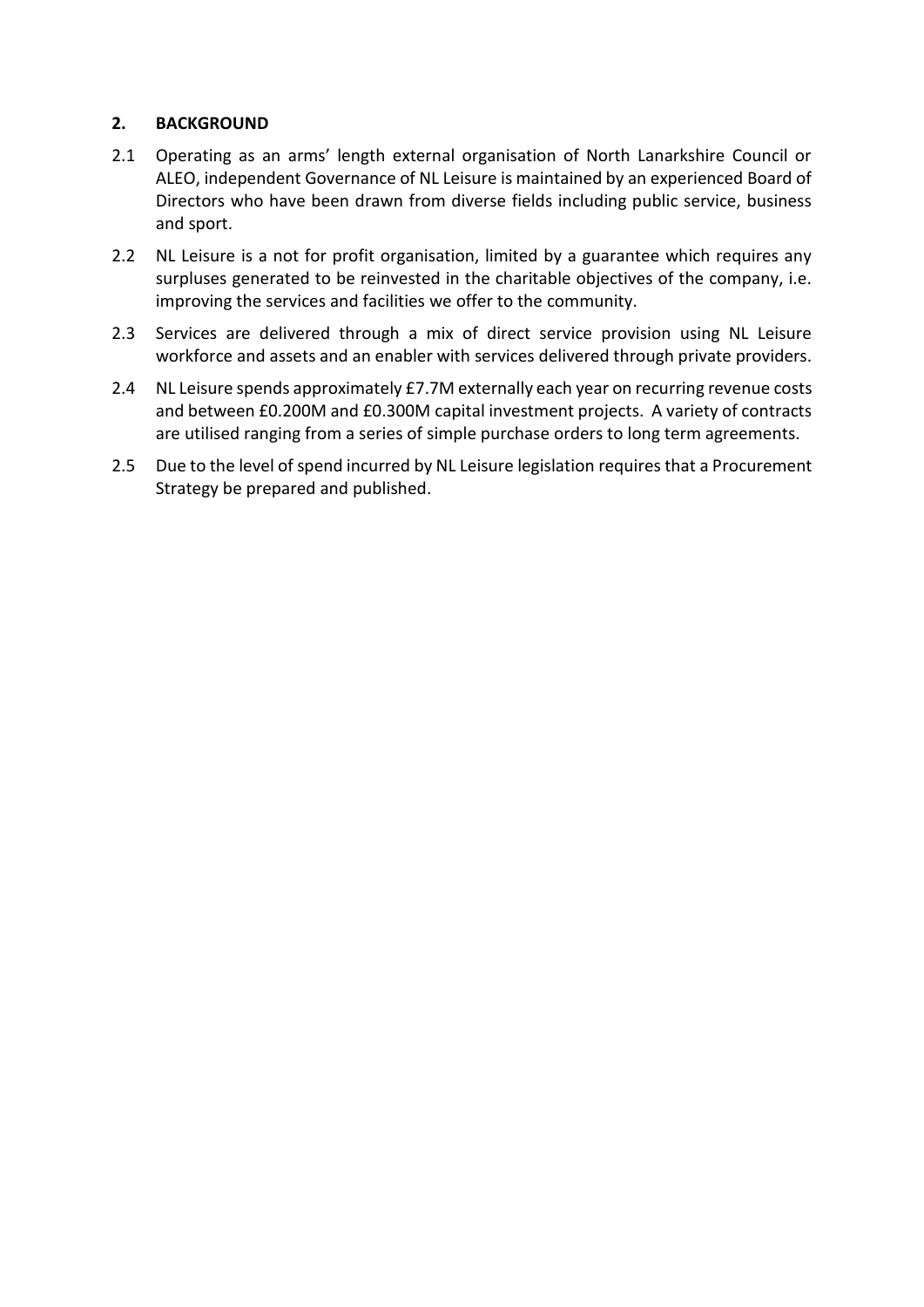## 2. BACKGROUND

2.1 Operating as an arms' length external organisation of North Lanarkshire Council or ALEO, independent Governance of NL Leisure is maintained by an experienced Board of Directors who have been drawn from diverse fields including public service, business and sport.

2.2 NL Leisure is a not for profit organisation, limited by a guarantee which requires any surpluses generated to be reinvested in the charitable objectives of the company, i.e. improving the services and facilities we offer to the community.

2.3 Services are delivered through a mix of direct service provision using NL Leisure workforce and assets and an enabler with services delivered through private providers.

2.4 NL Leisure spends approximately £7.7M externally each year on recurring revenue costs and between £0.200M and £0.300M capital investment projects. A variety of contracts are utilised ranging from a series of simple purchase orders to long term agreements.

2.5 Due to the level of spend incurred by NL Leisure legislation requires that a Procurement Strategy be prepared and published.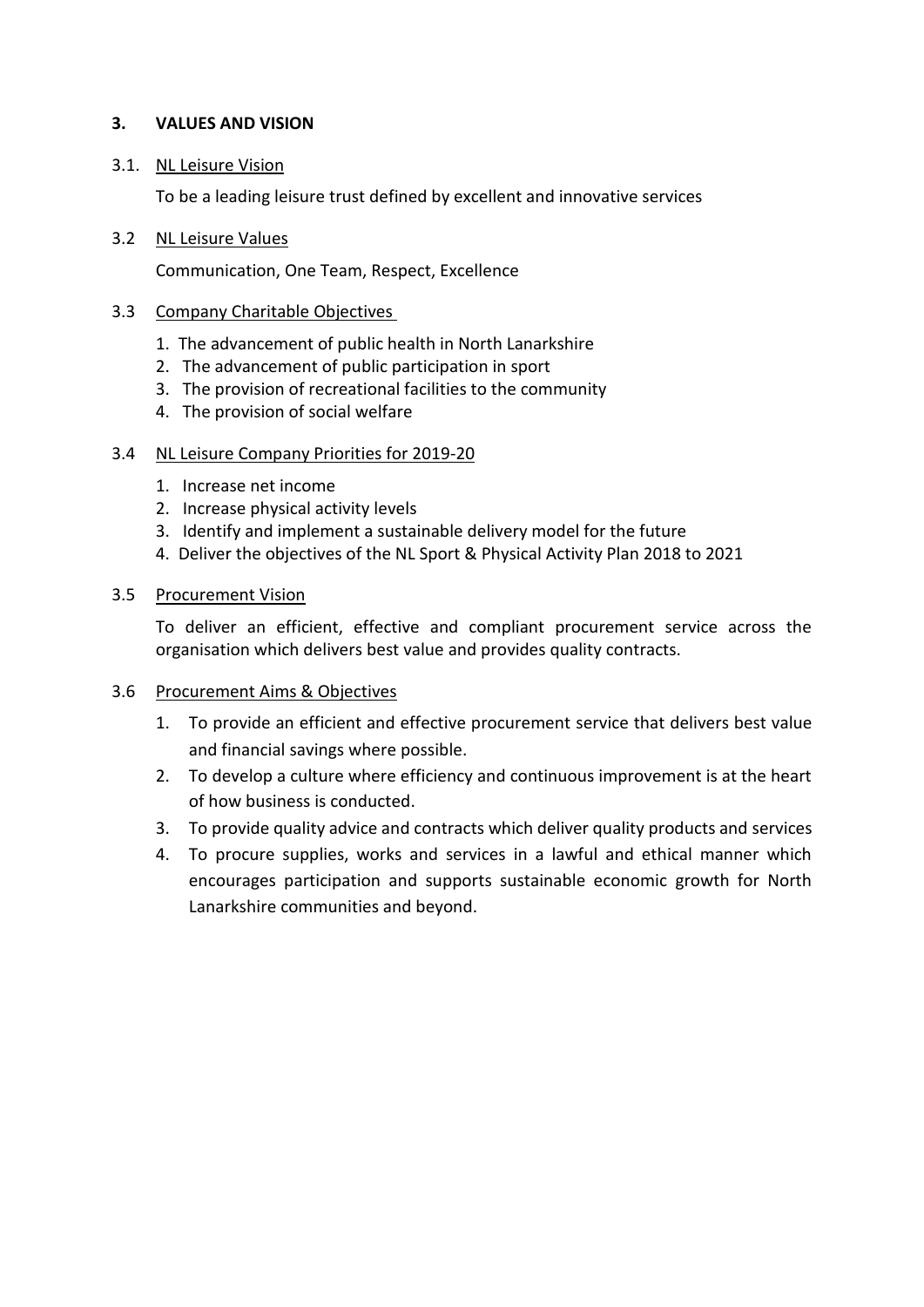## 3. VALUES AND VISION

### 3.1. NL Leisure Vision

To be a leading leisure trust defined by excellent and innovative services

### 3.2 NL Leisure Values

Communication, One Team, Respect, Excellence

### 3.3 Company Charitable Objectives

1. The advancement of public health in North Lanarkshire
2. The advancement of public participation in sport
3. The provision of recreational facilities to the community
4. The provision of social welfare

### 3.4 NL Leisure Company Priorities for 2019-20

1. Increase net income
2. Increase physical activity levels
3. Identify and implement a sustainable delivery model for the future
4. Deliver the objectives of the NL Sport & Physical Activity Plan 2018 to 2021

### 3.5 Procurement Vision

To deliver an efficient, effective and compliant procurement service across the organisation which delivers best value and provides quality contracts.

### 3.6 Procurement Aims & Objectives

1. To provide an efficient and effective procurement service that delivers best value and financial savings where possible.
2. To develop a culture where efficiency and continuous improvement is at the heart of how business is conducted.
3. To provide quality advice and contracts which deliver quality products and services
4. To procure supplies, works and services in a lawful and ethical manner which encourages participation and supports sustainable economic growth for North Lanarkshire communities and beyond.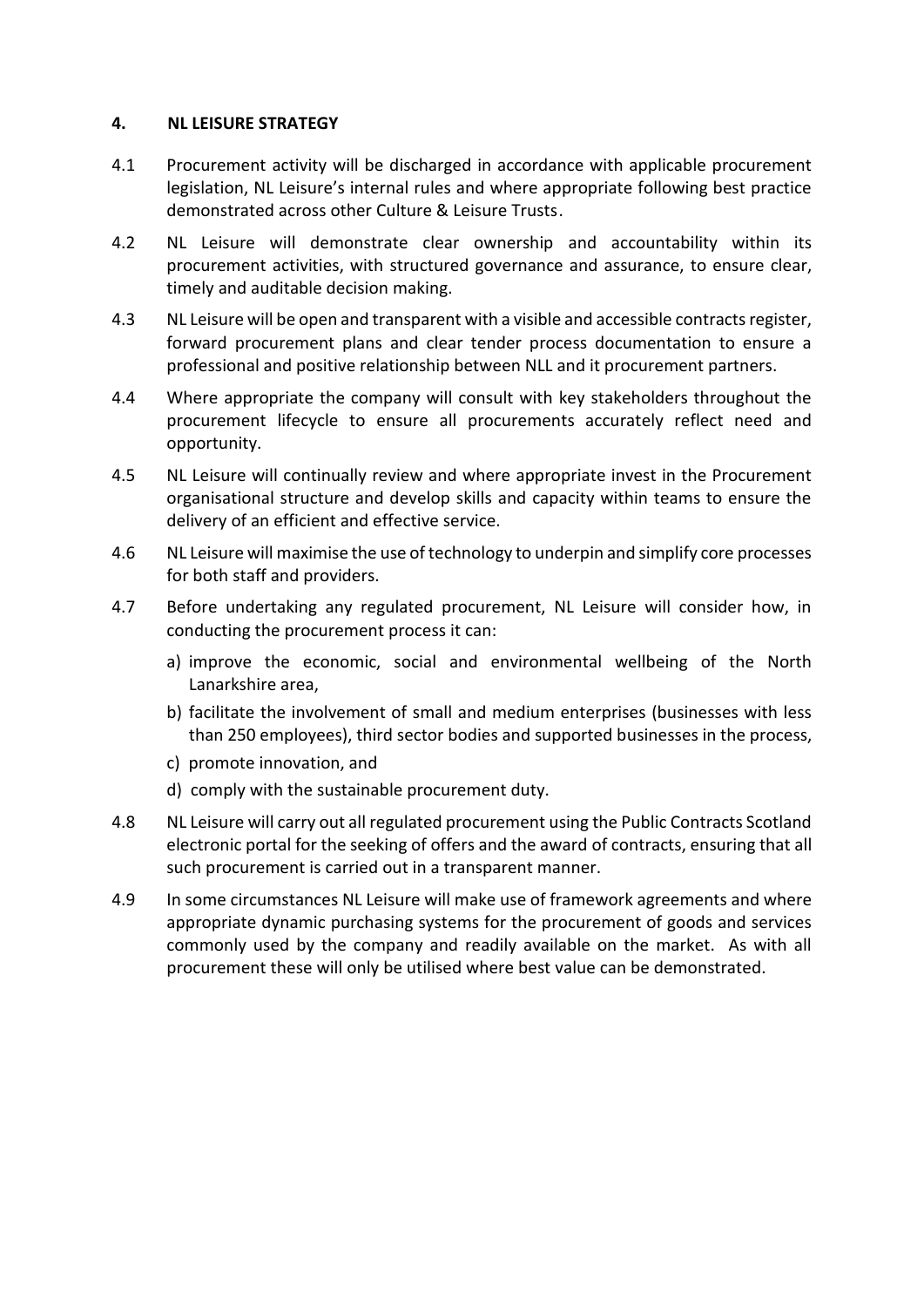## 4. NL LEISURE STRATEGY

4.1 Procurement activity will be discharged in accordance with applicable procurement legislation, NL Leisure's internal rules and where appropriate following best practice demonstrated across other Culture & Leisure Trusts.

4.2 NL Leisure will demonstrate clear ownership and accountability within its procurement activities, with structured governance and assurance, to ensure clear, timely and auditable decision making.

4.3 NL Leisure will be open and transparent with a visible and accessible contracts register, forward procurement plans and clear tender process documentation to ensure a professional and positive relationship between NLL and it procurement partners.

4.4 Where appropriate the company will consult with key stakeholders throughout the procurement lifecycle to ensure all procurements accurately reflect need and opportunity.

4.5 NL Leisure will continually review and where appropriate invest in the Procurement organisational structure and develop skills and capacity within teams to ensure the delivery of an efficient and effective service.

4.6 NL Leisure will maximise the use of technology to underpin and simplify core processes for both staff and providers.

4.7 Before undertaking any regulated procurement, NL Leisure will consider how, in conducting the procurement process it can:

a) improve the economic, social and environmental wellbeing of the North Lanarkshire area,

b) facilitate the involvement of small and medium enterprises (businesses with less than 250 employees), third sector bodies and supported businesses in the process,

c) promote innovation, and

d) comply with the sustainable procurement duty.

4.8 NL Leisure will carry out all regulated procurement using the Public Contracts Scotland electronic portal for the seeking of offers and the award of contracts, ensuring that all such procurement is carried out in a transparent manner.

4.9 In some circumstances NL Leisure will make use of framework agreements and where appropriate dynamic purchasing systems for the procurement of goods and services commonly used by the company and readily available on the market. As with all procurement these will only be utilised where best value can be demonstrated.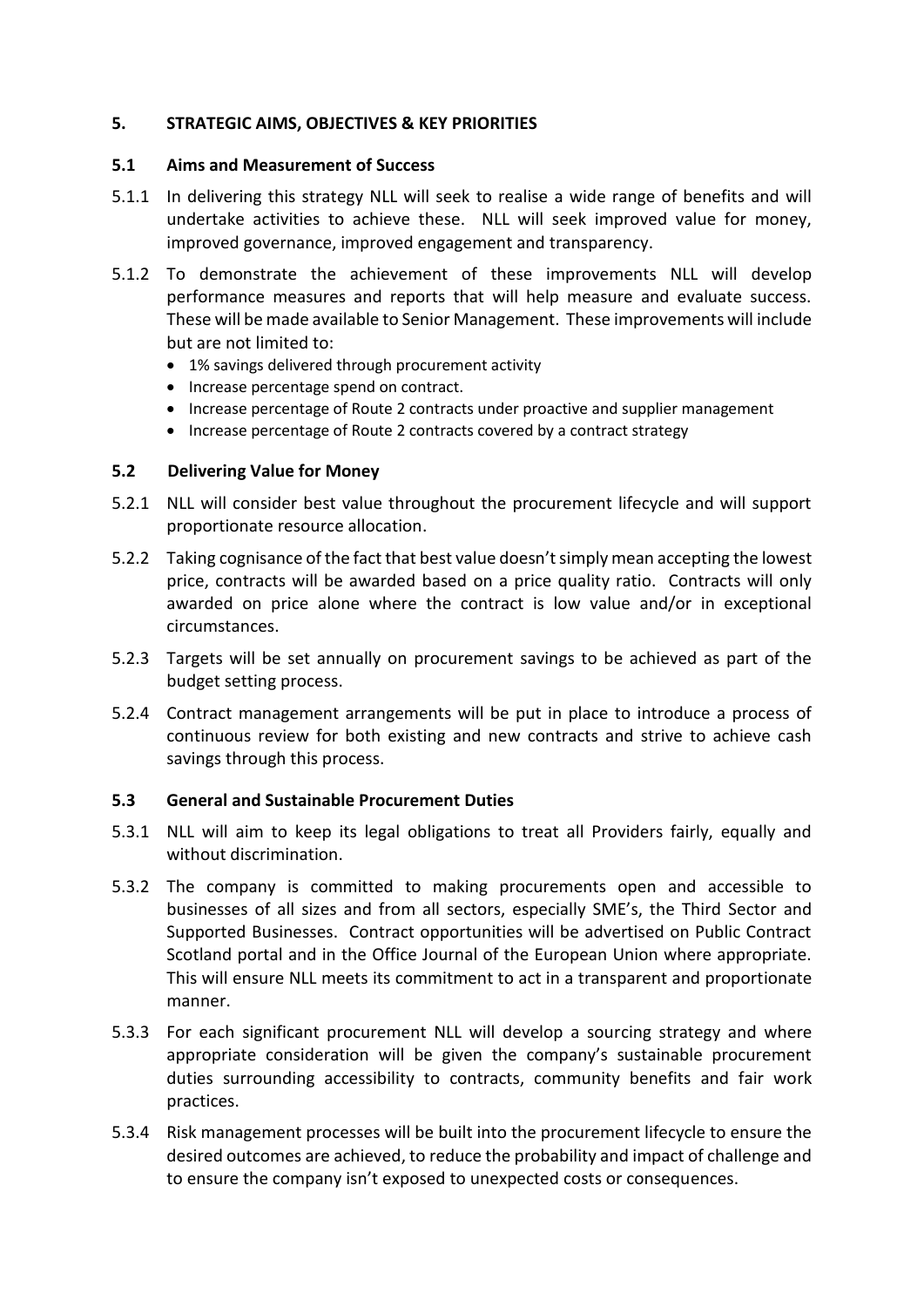## 5. STRATEGIC AIMS, OBJECTIVES & KEY PRIORITIES

### 5.1 Aims and Measurement of Success

5.1.1 In delivering this strategy NLL will seek to realise a wide range of benefits and will undertake activities to achieve these. NLL will seek improved value for money, improved governance, improved engagement and transparency.

5.1.2 To demonstrate the achievement of these improvements NLL will develop performance measures and reports that will help measure and evaluate success. These will be made available to Senior Management. These improvements will include but are not limited to:

- 1% savings delivered through procurement activity
- Increase percentage spend on contract.
- Increase percentage of Route 2 contracts under proactive and supplier management
- Increase percentage of Route 2 contracts covered by a contract strategy

### 5.2 Delivering Value for Money

5.2.1 NLL will consider best value throughout the procurement lifecycle and will support proportionate resource allocation.

5.2.2 Taking cognisance of the fact that best value doesn't simply mean accepting the lowest price, contracts will be awarded based on a price quality ratio. Contracts will only awarded on price alone where the contract is low value and/or in exceptional circumstances.

5.2.3 Targets will be set annually on procurement savings to be achieved as part of the budget setting process.

5.2.4 Contract management arrangements will be put in place to introduce a process of continuous review for both existing and new contracts and strive to achieve cash savings through this process.

### 5.3 General and Sustainable Procurement Duties

5.3.1 NLL will aim to keep its legal obligations to treat all Providers fairly, equally and without discrimination.

5.3.2 The company is committed to making procurements open and accessible to businesses of all sizes and from all sectors, especially SME's, the Third Sector and Supported Businesses. Contract opportunities will be advertised on Public Contract Scotland portal and in the Office Journal of the European Union where appropriate. This will ensure NLL meets its commitment to act in a transparent and proportionate manner.

5.3.3 For each significant procurement NLL will develop a sourcing strategy and where appropriate consideration will be given the company's sustainable procurement duties surrounding accessibility to contracts, community benefits and fair work practices.

5.3.4 Risk management processes will be built into the procurement lifecycle to ensure the desired outcomes are achieved, to reduce the probability and impact of challenge and to ensure the company isn't exposed to unexpected costs or consequences.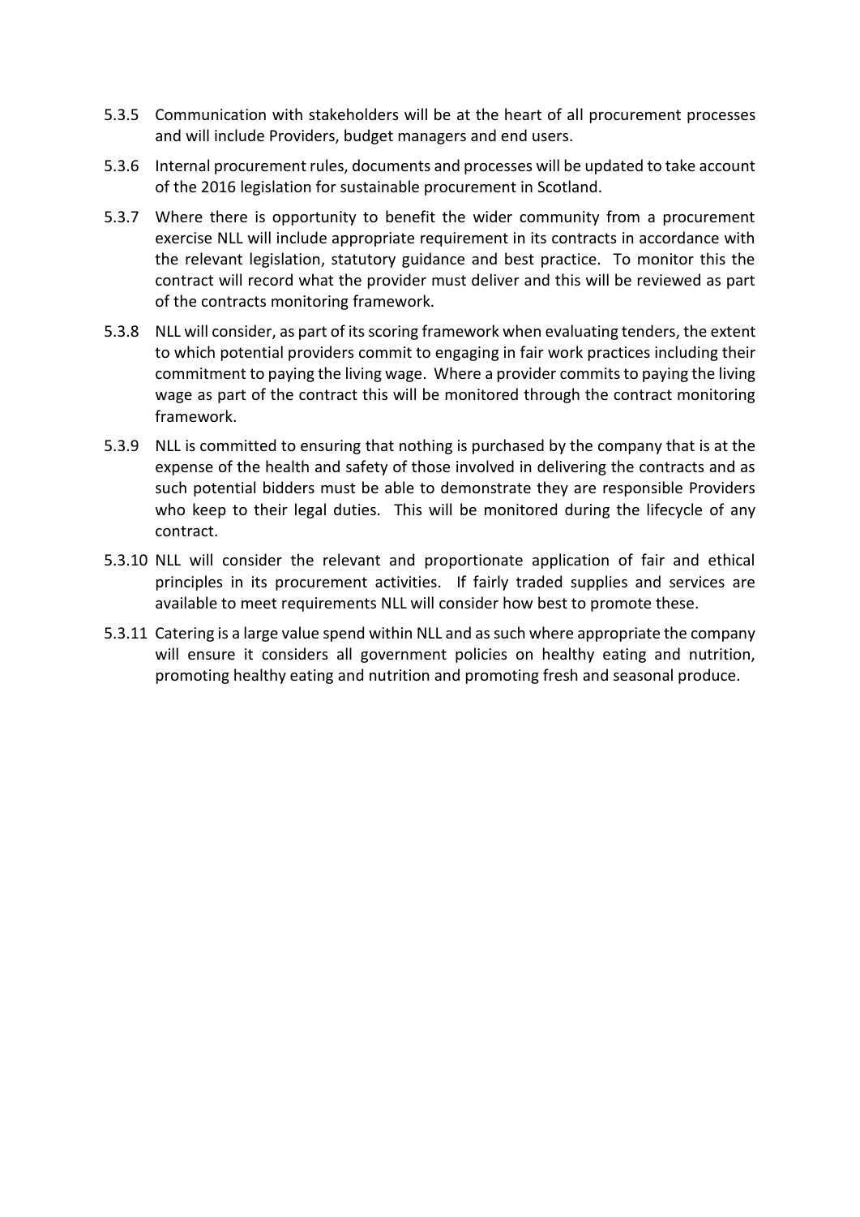5.3.5 Communication with stakeholders will be at the heart of all procurement processes and will include Providers, budget managers and end users.

5.3.6 Internal procurement rules, documents and processes will be updated to take account of the 2016 legislation for sustainable procurement in Scotland.

5.3.7 Where there is opportunity to benefit the wider community from a procurement exercise NLL will include appropriate requirement in its contracts in accordance with the relevant legislation, statutory guidance and best practice. To monitor this the contract will record what the provider must deliver and this will be reviewed as part of the contracts monitoring framework.

5.3.8 NLL will consider, as part of its scoring framework when evaluating tenders, the extent to which potential providers commit to engaging in fair work practices including their commitment to paying the living wage. Where a provider commits to paying the living wage as part of the contract this will be monitored through the contract monitoring framework.

5.3.9 NLL is committed to ensuring that nothing is purchased by the company that is at the expense of the health and safety of those involved in delivering the contracts and as such potential bidders must be able to demonstrate they are responsible Providers who keep to their legal duties. This will be monitored during the lifecycle of any contract.

5.3.10 NLL will consider the relevant and proportionate application of fair and ethical principles in its procurement activities. If fairly traded supplies and services are available to meet requirements NLL will consider how best to promote these.

5.3.11 Catering is a large value spend within NLL and as such where appropriate the company will ensure it considers all government policies on healthy eating and nutrition, promoting healthy eating and nutrition and promoting fresh and seasonal produce.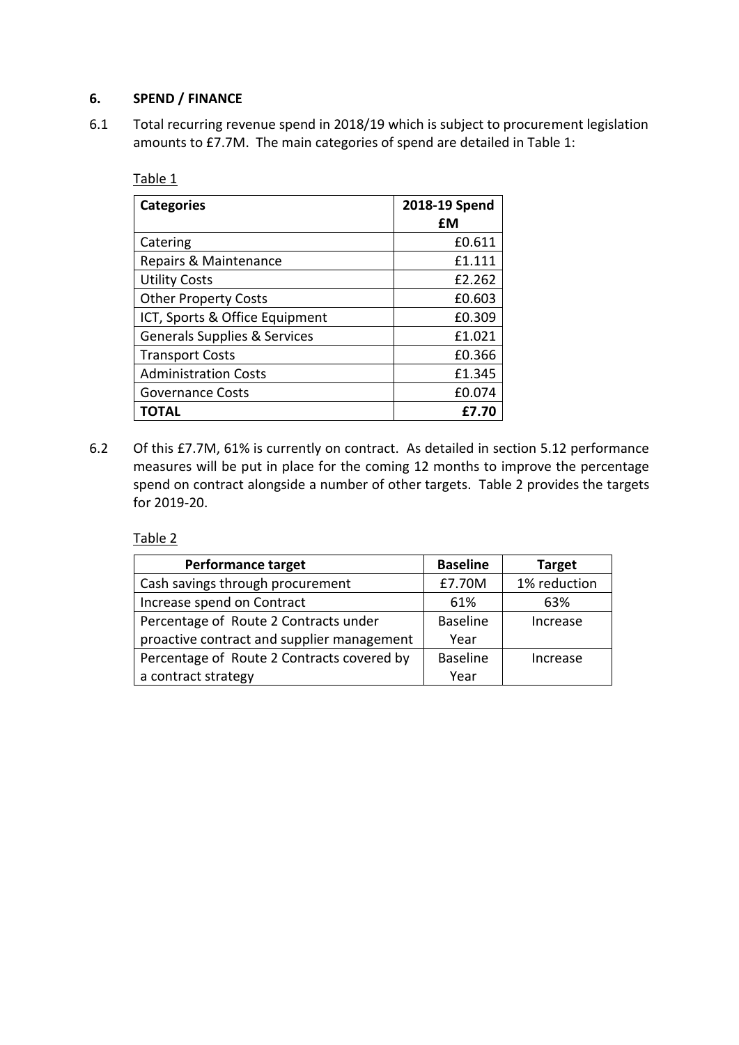## 6. SPEND / FINANCE

6.1 Total recurring revenue spend in 2018/19 which is subject to procurement legislation amounts to £7.7M. The main categories of spend are detailed in Table 1:

Table 1

| Categories | 2018-19 Spend £M |
|---|---|
| Catering | £0.611 |
| Repairs & Maintenance | £1.111 |
| Utility Costs | £2.262 |
| Other Property Costs | £0.603 |
| ICT, Sports & Office Equipment | £0.309 |
| Generals Supplies & Services | £1.021 |
| Transport Costs | £0.366 |
| Administration Costs | £1.345 |
| Governance Costs | £0.074 |
| **TOTAL** | **£7.70** |

6.2 Of this £7.7M, 61% is currently on contract. As detailed in section 5.12 performance measures will be put in place for the coming 12 months to improve the percentage spend on contract alongside a number of other targets. Table 2 provides the targets for 2019-20.

Table 2

| Performance target | Baseline | Target |
|---|---|---|
| Cash savings through procurement | £7.70M | 1% reduction |
| Increase spend on Contract | 61% | 63% |
| Percentage of Route 2 Contracts under proactive contract and supplier management | Baseline Year | Increase |
| Percentage of Route 2 Contracts covered by a contract strategy | Baseline Year | Increase |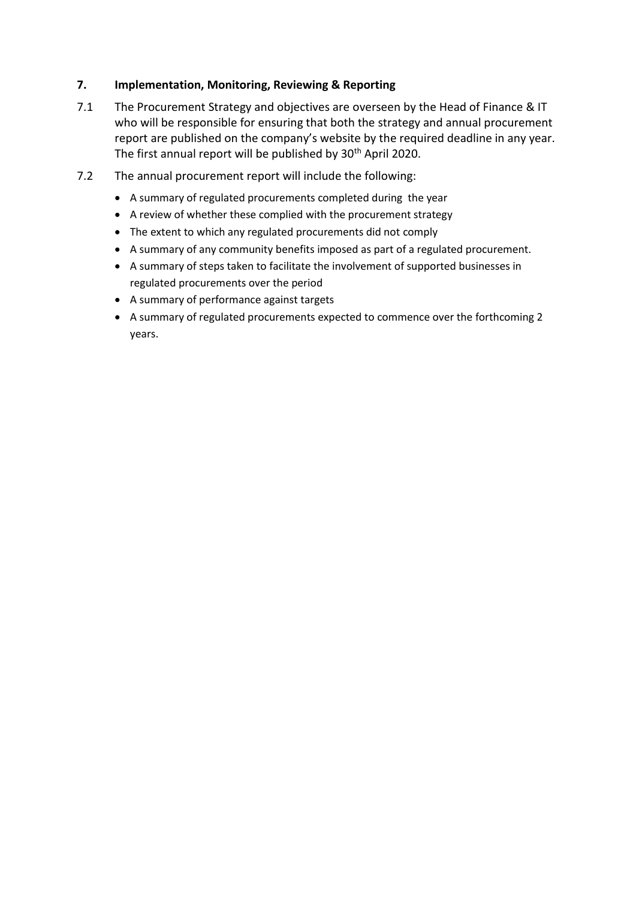## 7. Implementation, Monitoring, Reviewing & Reporting

7.1 The Procurement Strategy and objectives are overseen by the Head of Finance & IT who will be responsible for ensuring that both the strategy and annual procurement report are published on the company's website by the required deadline in any year. The first annual report will be published by 30th April 2020.

7.2 The annual procurement report will include the following:

- A summary of regulated procurements completed during the year
- A review of whether these complied with the procurement strategy
- The extent to which any regulated procurements did not comply
- A summary of any community benefits imposed as part of a regulated procurement.
- A summary of steps taken to facilitate the involvement of supported businesses in regulated procurements over the period
- A summary of performance against targets
- A summary of regulated procurements expected to commence over the forthcoming 2 years.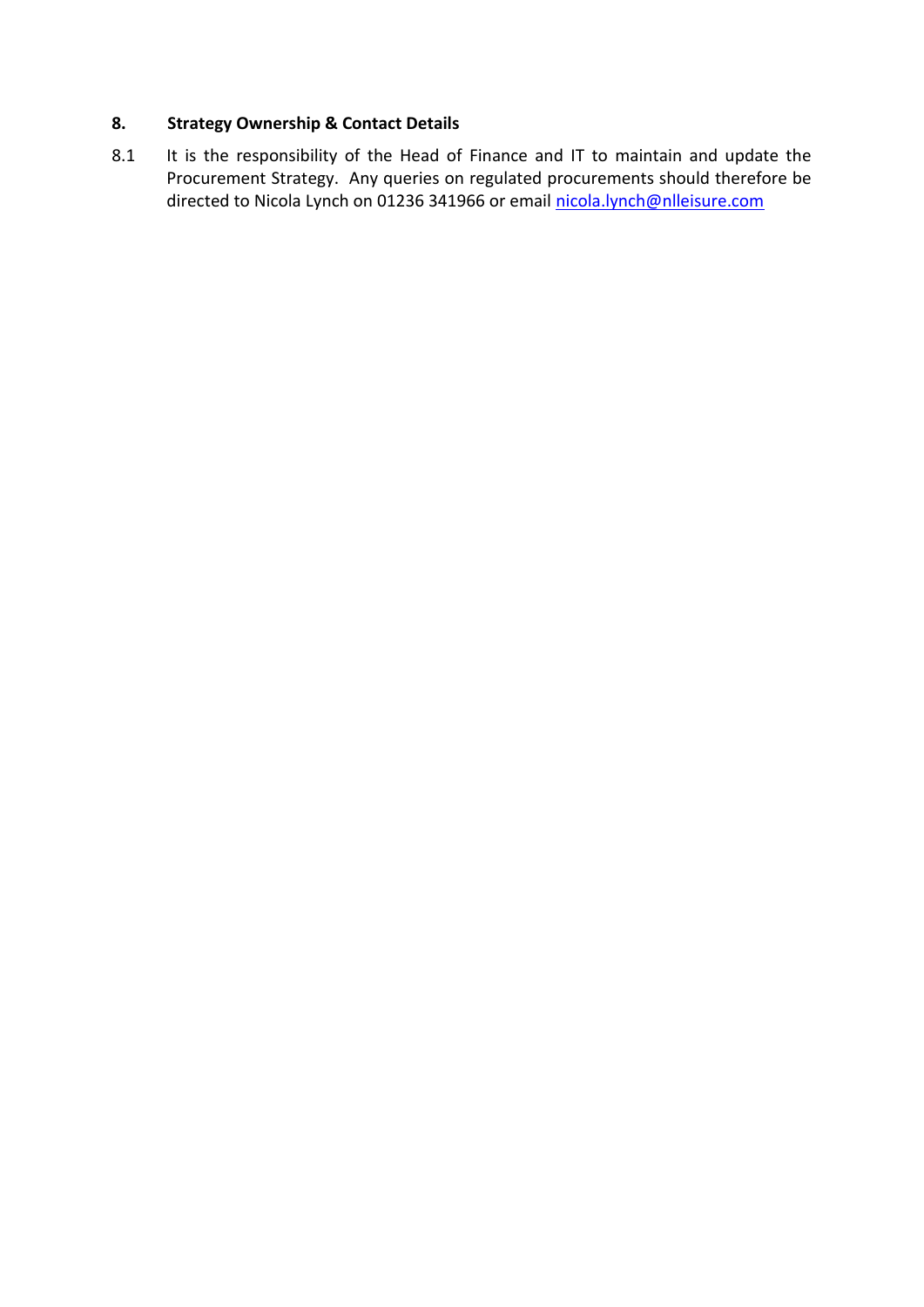## 8. Strategy Ownership & Contact Details

8.1 It is the responsibility of the Head of Finance and IT to maintain and update the Procurement Strategy. Any queries on regulated procurements should therefore be directed to Nicola Lynch on 01236 341966 or email nicola.lynch@nlleisure.com